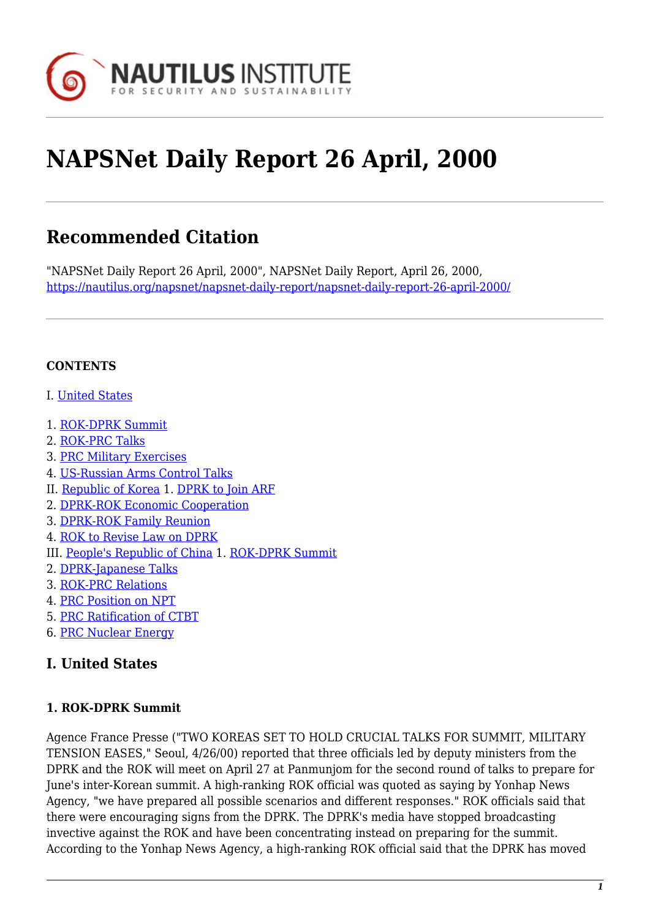# NAPSNet Daily Report 26 April, 2000

## Recommended Citation

"NAPSNet Daily Report 26 April, 2000", NAPSNet Daily Report, April 26, 2000, https://nautilus.org/napsnet/napsnet-daily-report/napsnet-daily-report-26-april-2000/

**CONTENTS**

I. United States

1. ROK-DPRK Summit
2. ROK-PRC Talks
3. PRC Military Exercises
4. US-Russian Arms Control Talks

II. Republic of Korea 1. DPRK to Join ARF
2. DPRK-ROK Economic Cooperation
3. DPRK-ROK Family Reunion
4. ROK to Revise Law on DPRK

III. People's Republic of China 1. ROK-DPRK Summit
2. DPRK-Japanese Talks
3. ROK-PRC Relations
4. PRC Position on NPT
5. PRC Ratification of CTBT
6. PRC Nuclear Energy

## I. United States

### 1. ROK-DPRK Summit

Agence France Presse ("TWO KOREAS SET TO HOLD CRUCIAL TALKS FOR SUMMIT, MILITARY TENSION EASES," Seoul, 4/26/00) reported that three officials led by deputy ministers from the DPRK and the ROK will meet on April 27 at Panmunjom for the second round of talks to prepare for June's inter-Korean summit. A high-ranking ROK official was quoted as saying by Yonhap News Agency, "we have prepared all possible scenarios and different responses." ROK officials said that there were encouraging signs from the DPRK. The DPRK's media have stopped broadcasting invective against the ROK and have been concentrating instead on preparing for the summit. According to the Yonhap News Agency, a high-ranking ROK official said that the DPRK has moved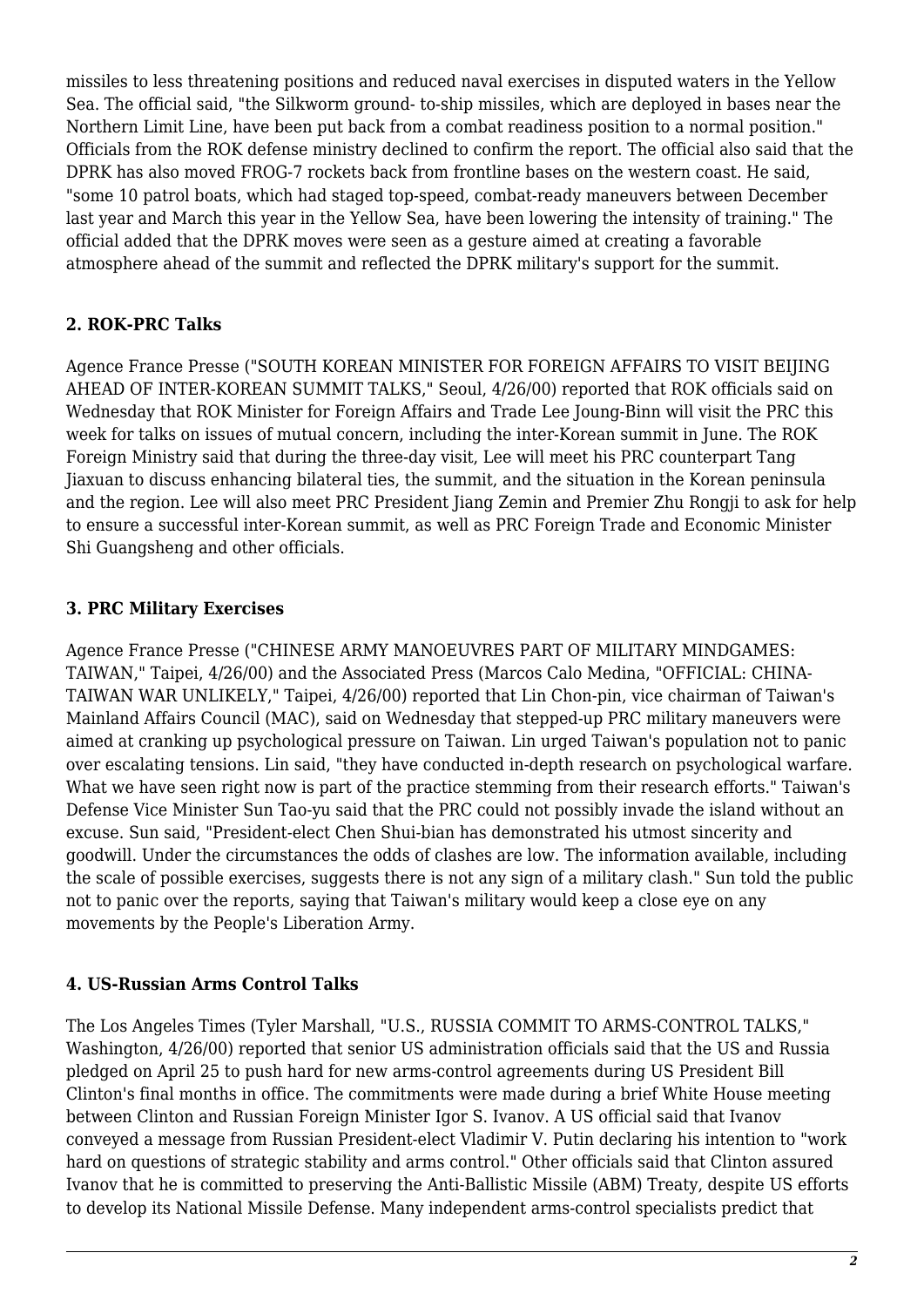missiles to less threatening positions and reduced naval exercises in disputed waters in the Yellow Sea. The official said, "the Silkworm ground- to-ship missiles, which are deployed in bases near the Northern Limit Line, have been put back from a combat readiness position to a normal position." Officials from the ROK defense ministry declined to confirm the report. The official also said that the DPRK has also moved FROG-7 rockets back from frontline bases on the western coast. He said, "some 10 patrol boats, which had staged top-speed, combat-ready maneuvers between December last year and March this year in the Yellow Sea, have been lowering the intensity of training." The official added that the DPRK moves were seen as a gesture aimed at creating a favorable atmosphere ahead of the summit and reflected the DPRK military's support for the summit.

### 2. ROK-PRC Talks

Agence France Presse ("SOUTH KOREAN MINISTER FOR FOREIGN AFFAIRS TO VISIT BEIJING AHEAD OF INTER-KOREAN SUMMIT TALKS," Seoul, 4/26/00) reported that ROK officials said on Wednesday that ROK Minister for Foreign Affairs and Trade Lee Joung-Binn will visit the PRC this week for talks on issues of mutual concern, including the inter-Korean summit in June. The ROK Foreign Ministry said that during the three-day visit, Lee will meet his PRC counterpart Tang Jiaxuan to discuss enhancing bilateral ties, the summit, and the situation in the Korean peninsula and the region. Lee will also meet PRC President Jiang Zemin and Premier Zhu Rongji to ask for help to ensure a successful inter-Korean summit, as well as PRC Foreign Trade and Economic Minister Shi Guangsheng and other officials.

### 3. PRC Military Exercises

Agence France Presse ("CHINESE ARMY MANOEUVRES PART OF MILITARY MINDGAMES: TAIWAN," Taipei, 4/26/00) and the Associated Press (Marcos Calo Medina, "OFFICIAL: CHINA-TAIWAN WAR UNLIKELY," Taipei, 4/26/00) reported that Lin Chon-pin, vice chairman of Taiwan's Mainland Affairs Council (MAC), said on Wednesday that stepped-up PRC military maneuvers were aimed at cranking up psychological pressure on Taiwan. Lin urged Taiwan's population not to panic over escalating tensions. Lin said, "they have conducted in-depth research on psychological warfare. What we have seen right now is part of the practice stemming from their research efforts." Taiwan's Defense Vice Minister Sun Tao-yu said that the PRC could not possibly invade the island without an excuse. Sun said, "President-elect Chen Shui-bian has demonstrated his utmost sincerity and goodwill. Under the circumstances the odds of clashes are low. The information available, including the scale of possible exercises, suggests there is not any sign of a military clash." Sun told the public not to panic over the reports, saying that Taiwan's military would keep a close eye on any movements by the People's Liberation Army.

### 4. US-Russian Arms Control Talks

The Los Angeles Times (Tyler Marshall, "U.S., RUSSIA COMMIT TO ARMS-CONTROL TALKS," Washington, 4/26/00) reported that senior US administration officials said that the US and Russia pledged on April 25 to push hard for new arms-control agreements during US President Bill Clinton's final months in office. The commitments were made during a brief White House meeting between Clinton and Russian Foreign Minister Igor S. Ivanov. A US official said that Ivanov conveyed a message from Russian President-elect Vladimir V. Putin declaring his intention to "work hard on questions of strategic stability and arms control." Other officials said that Clinton assured Ivanov that he is committed to preserving the Anti-Ballistic Missile (ABM) Treaty, despite US efforts to develop its National Missile Defense. Many independent arms-control specialists predict that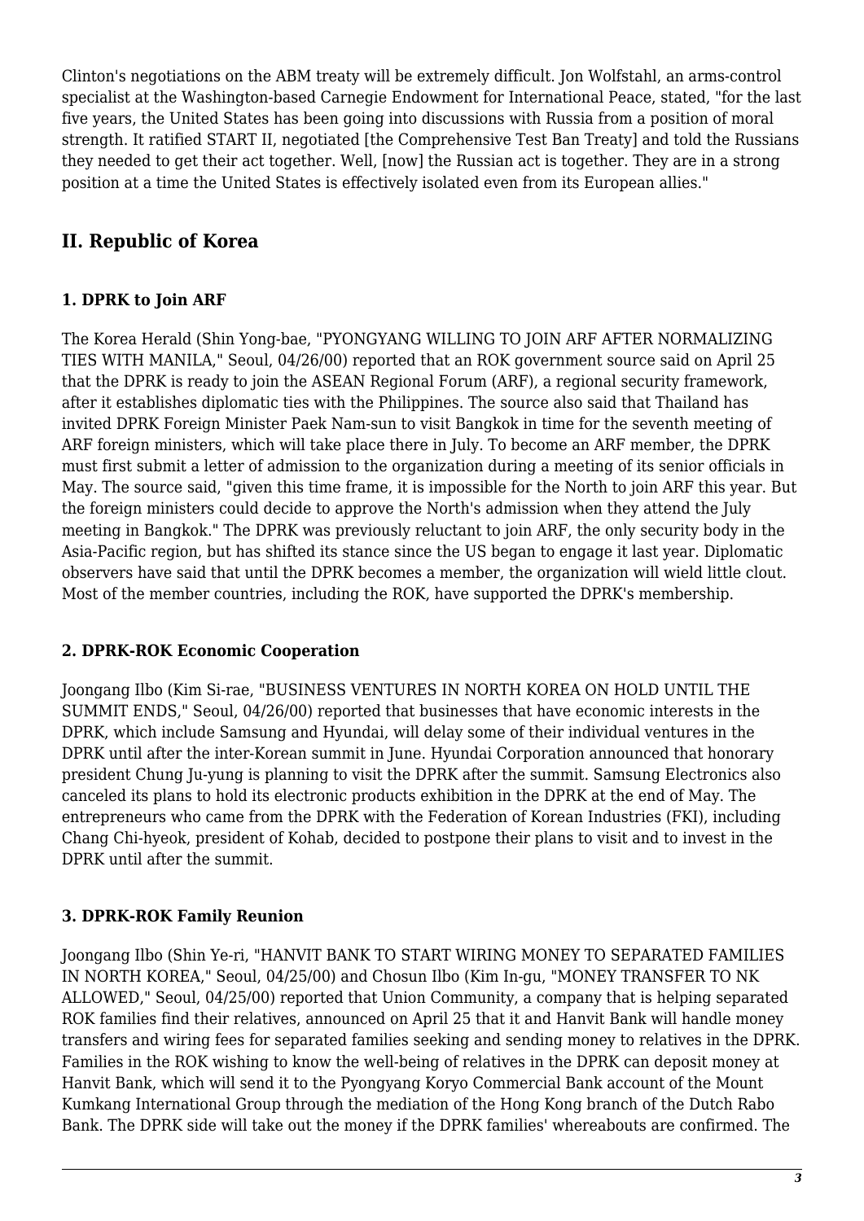Clinton's negotiations on the ABM treaty will be extremely difficult. Jon Wolfstahl, an arms-control specialist at the Washington-based Carnegie Endowment for International Peace, stated, "for the last five years, the United States has been going into discussions with Russia from a position of moral strength. It ratified START II, negotiated [the Comprehensive Test Ban Treaty] and told the Russians they needed to get their act together. Well, [now] the Russian act is together. They are in a strong position at a time the United States is effectively isolated even from its European allies."

## II. Republic of Korea

### 1. DPRK to Join ARF

The Korea Herald (Shin Yong-bae, "PYONGYANG WILLING TO JOIN ARF AFTER NORMALIZING TIES WITH MANILA," Seoul, 04/26/00) reported that an ROK government source said on April 25 that the DPRK is ready to join the ASEAN Regional Forum (ARF), a regional security framework, after it establishes diplomatic ties with the Philippines. The source also said that Thailand has invited DPRK Foreign Minister Paek Nam-sun to visit Bangkok in time for the seventh meeting of ARF foreign ministers, which will take place there in July. To become an ARF member, the DPRK must first submit a letter of admission to the organization during a meeting of its senior officials in May. The source said, "given this time frame, it is impossible for the North to join ARF this year. But the foreign ministers could decide to approve the North's admission when they attend the July meeting in Bangkok." The DPRK was previously reluctant to join ARF, the only security body in the Asia-Pacific region, but has shifted its stance since the US began to engage it last year. Diplomatic observers have said that until the DPRK becomes a member, the organization will wield little clout. Most of the member countries, including the ROK, have supported the DPRK's membership.

### 2. DPRK-ROK Economic Cooperation

Joongang Ilbo (Kim Si-rae, "BUSINESS VENTURES IN NORTH KOREA ON HOLD UNTIL THE SUMMIT ENDS," Seoul, 04/26/00) reported that businesses that have economic interests in the DPRK, which include Samsung and Hyundai, will delay some of their individual ventures in the DPRK until after the inter-Korean summit in June. Hyundai Corporation announced that honorary president Chung Ju-yung is planning to visit the DPRK after the summit. Samsung Electronics also canceled its plans to hold its electronic products exhibition in the DPRK at the end of May. The entrepreneurs who came from the DPRK with the Federation of Korean Industries (FKI), including Chang Chi-hyeok, president of Kohab, decided to postpone their plans to visit and to invest in the DPRK until after the summit.

### 3. DPRK-ROK Family Reunion

Joongang Ilbo (Shin Ye-ri, "HANVIT BANK TO START WIRING MONEY TO SEPARATED FAMILIES IN NORTH KOREA," Seoul, 04/25/00) and Chosun Ilbo (Kim In-gu, "MONEY TRANSFER TO NK ALLOWED," Seoul, 04/25/00) reported that Union Community, a company that is helping separated ROK families find their relatives, announced on April 25 that it and Hanvit Bank will handle money transfers and wiring fees for separated families seeking and sending money to relatives in the DPRK. Families in the ROK wishing to know the well-being of relatives in the DPRK can deposit money at Hanvit Bank, which will send it to the Pyongyang Koryo Commercial Bank account of the Mount Kumkang International Group through the mediation of the Hong Kong branch of the Dutch Rabo Bank. The DPRK side will take out the money if the DPRK families' whereabouts are confirmed. The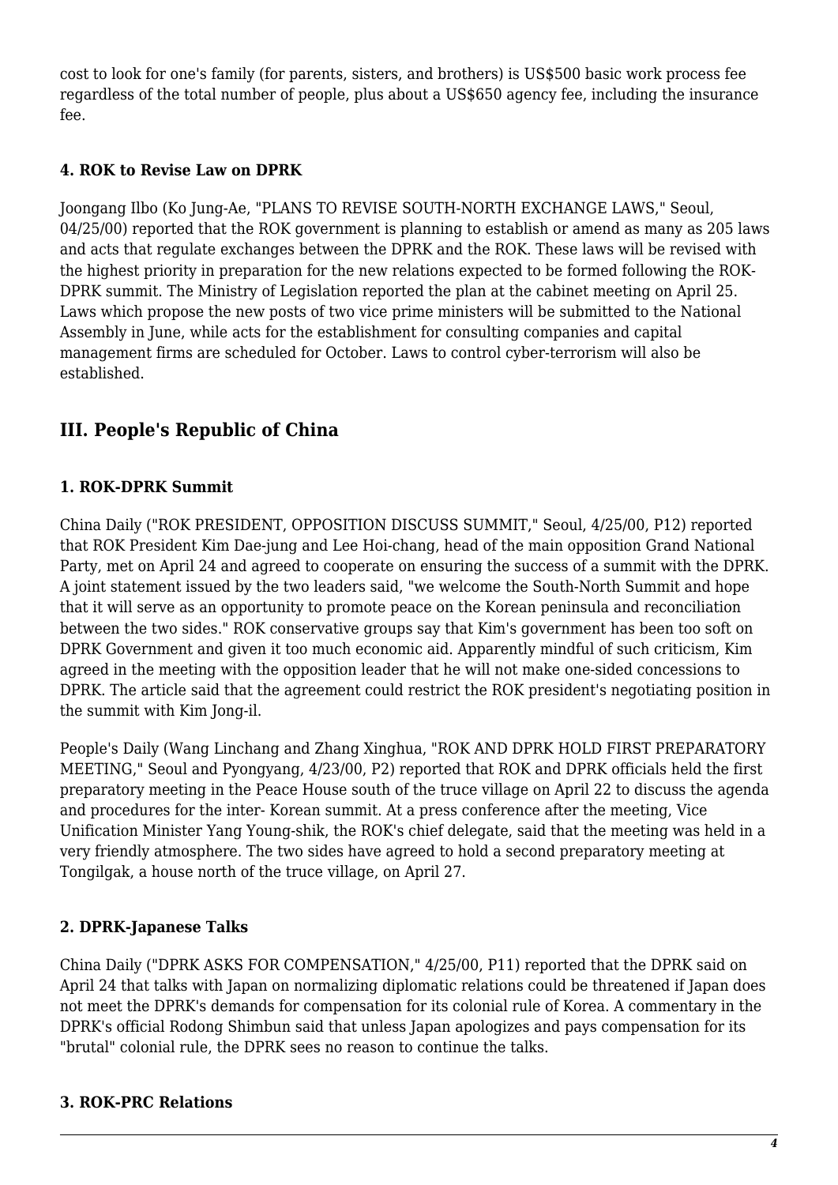cost to look for one's family (for parents, sisters, and brothers) is US$500 basic work process fee regardless of the total number of people, plus about a US$650 agency fee, including the insurance fee.

#### 4. ROK to Revise Law on DPRK

Joongang Ilbo (Ko Jung-Ae, "PLANS TO REVISE SOUTH-NORTH EXCHANGE LAWS," Seoul, 04/25/00) reported that the ROK government is planning to establish or amend as many as 205 laws and acts that regulate exchanges between the DPRK and the ROK. These laws will be revised with the highest priority in preparation for the new relations expected to be formed following the ROK-DPRK summit. The Ministry of Legislation reported the plan at the cabinet meeting on April 25. Laws which propose the new posts of two vice prime ministers will be submitted to the National Assembly in June, while acts for the establishment for consulting companies and capital management firms are scheduled for October. Laws to control cyber-terrorism will also be established.

## III. People's Republic of China

#### 1. ROK-DPRK Summit

China Daily ("ROK PRESIDENT, OPPOSITION DISCUSS SUMMIT," Seoul, 4/25/00, P12) reported that ROK President Kim Dae-jung and Lee Hoi-chang, head of the main opposition Grand National Party, met on April 24 and agreed to cooperate on ensuring the success of a summit with the DPRK. A joint statement issued by the two leaders said, "we welcome the South-North Summit and hope that it will serve as an opportunity to promote peace on the Korean peninsula and reconciliation between the two sides." ROK conservative groups say that Kim's government has been too soft on DPRK Government and given it too much economic aid. Apparently mindful of such criticism, Kim agreed in the meeting with the opposition leader that he will not make one-sided concessions to DPRK. The article said that the agreement could restrict the ROK president's negotiating position in the summit with Kim Jong-il.

People's Daily (Wang Linchang and Zhang Xinghua, "ROK AND DPRK HOLD FIRST PREPARATORY MEETING," Seoul and Pyongyang, 4/23/00, P2) reported that ROK and DPRK officials held the first preparatory meeting in the Peace House south of the truce village on April 22 to discuss the agenda and procedures for the inter- Korean summit. At a press conference after the meeting, Vice Unification Minister Yang Young-shik, the ROK's chief delegate, said that the meeting was held in a very friendly atmosphere. The two sides have agreed to hold a second preparatory meeting at Tongilgak, a house north of the truce village, on April 27.

#### 2. DPRK-Japanese Talks

China Daily ("DPRK ASKS FOR COMPENSATION," 4/25/00, P11) reported that the DPRK said on April 24 that talks with Japan on normalizing diplomatic relations could be threatened if Japan does not meet the DPRK's demands for compensation for its colonial rule of Korea. A commentary in the DPRK's official Rodong Shimbun said that unless Japan apologizes and pays compensation for its "brutal" colonial rule, the DPRK sees no reason to continue the talks.

#### 3. ROK-PRC Relations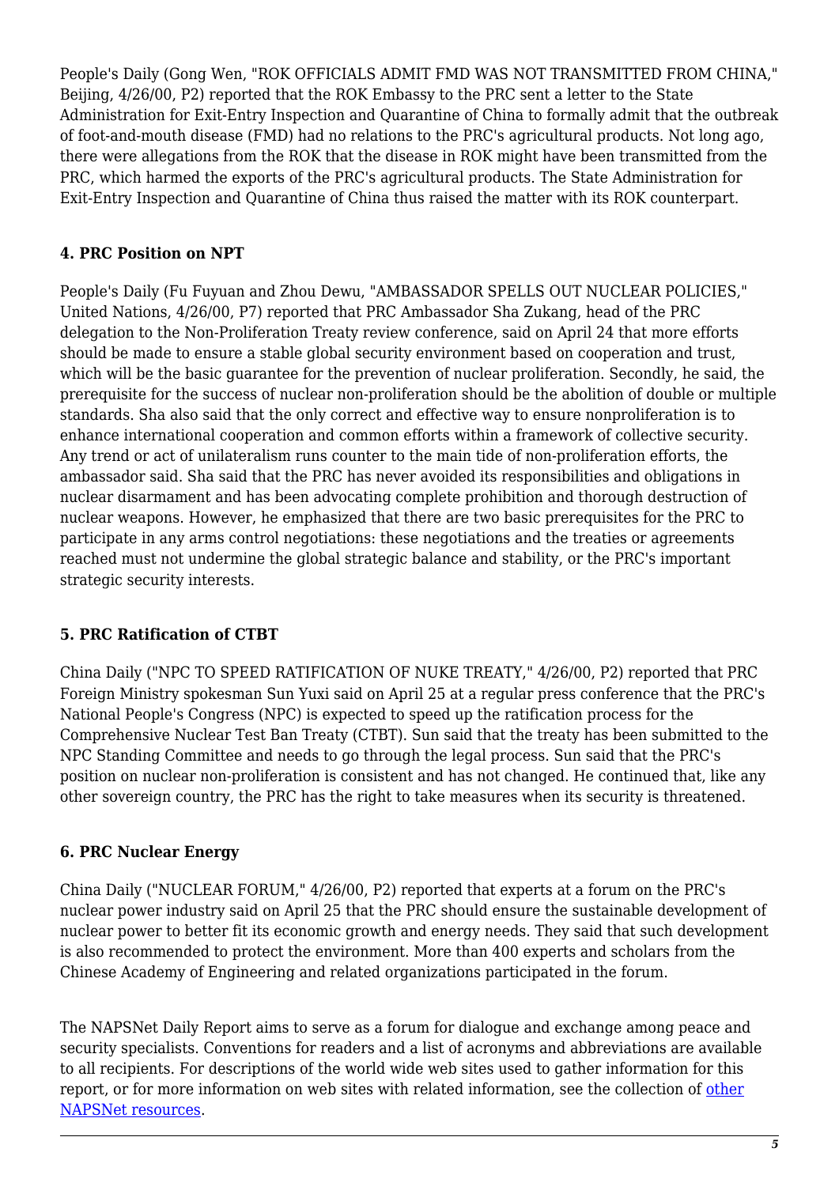People's Daily (Gong Wen, "ROK OFFICIALS ADMIT FMD WAS NOT TRANSMITTED FROM CHINA," Beijing, 4/26/00, P2) reported that the ROK Embassy to the PRC sent a letter to the State Administration for Exit-Entry Inspection and Quarantine of China to formally admit that the outbreak of foot-and-mouth disease (FMD) had no relations to the PRC's agricultural products. Not long ago, there were allegations from the ROK that the disease in ROK might have been transmitted from the PRC, which harmed the exports of the PRC's agricultural products. The State Administration for Exit-Entry Inspection and Quarantine of China thus raised the matter with its ROK counterpart.

### 4. PRC Position on NPT

People's Daily (Fu Fuyuan and Zhou Dewu, "AMBASSADOR SPELLS OUT NUCLEAR POLICIES," United Nations, 4/26/00, P7) reported that PRC Ambassador Sha Zukang, head of the PRC delegation to the Non-Proliferation Treaty review conference, said on April 24 that more efforts should be made to ensure a stable global security environment based on cooperation and trust, which will be the basic guarantee for the prevention of nuclear proliferation. Secondly, he said, the prerequisite for the success of nuclear non-proliferation should be the abolition of double or multiple standards. Sha also said that the only correct and effective way to ensure nonproliferation is to enhance international cooperation and common efforts within a framework of collective security. Any trend or act of unilateralism runs counter to the main tide of non-proliferation efforts, the ambassador said. Sha said that the PRC has never avoided its responsibilities and obligations in nuclear disarmament and has been advocating complete prohibition and thorough destruction of nuclear weapons. However, he emphasized that there are two basic prerequisites for the PRC to participate in any arms control negotiations: these negotiations and the treaties or agreements reached must not undermine the global strategic balance and stability, or the PRC's important strategic security interests.

### 5. PRC Ratification of CTBT

China Daily ("NPC TO SPEED RATIFICATION OF NUKE TREATY," 4/26/00, P2) reported that PRC Foreign Ministry spokesman Sun Yuxi said on April 25 at a regular press conference that the PRC's National People's Congress (NPC) is expected to speed up the ratification process for the Comprehensive Nuclear Test Ban Treaty (CTBT). Sun said that the treaty has been submitted to the NPC Standing Committee and needs to go through the legal process. Sun said that the PRC's position on nuclear non-proliferation is consistent and has not changed. He continued that, like any other sovereign country, the PRC has the right to take measures when its security is threatened.

### 6. PRC Nuclear Energy

China Daily ("NUCLEAR FORUM," 4/26/00, P2) reported that experts at a forum on the PRC's nuclear power industry said on April 25 that the PRC should ensure the sustainable development of nuclear power to better fit its economic growth and energy needs. They said that such development is also recommended to protect the environment. More than 400 experts and scholars from the Chinese Academy of Engineering and related organizations participated in the forum.

The NAPSNet Daily Report aims to serve as a forum for dialogue and exchange among peace and security specialists. Conventions for readers and a list of acronyms and abbreviations are available to all recipients. For descriptions of the world wide web sites used to gather information for this report, or for more information on web sites with related information, see the collection of other NAPSNet resources.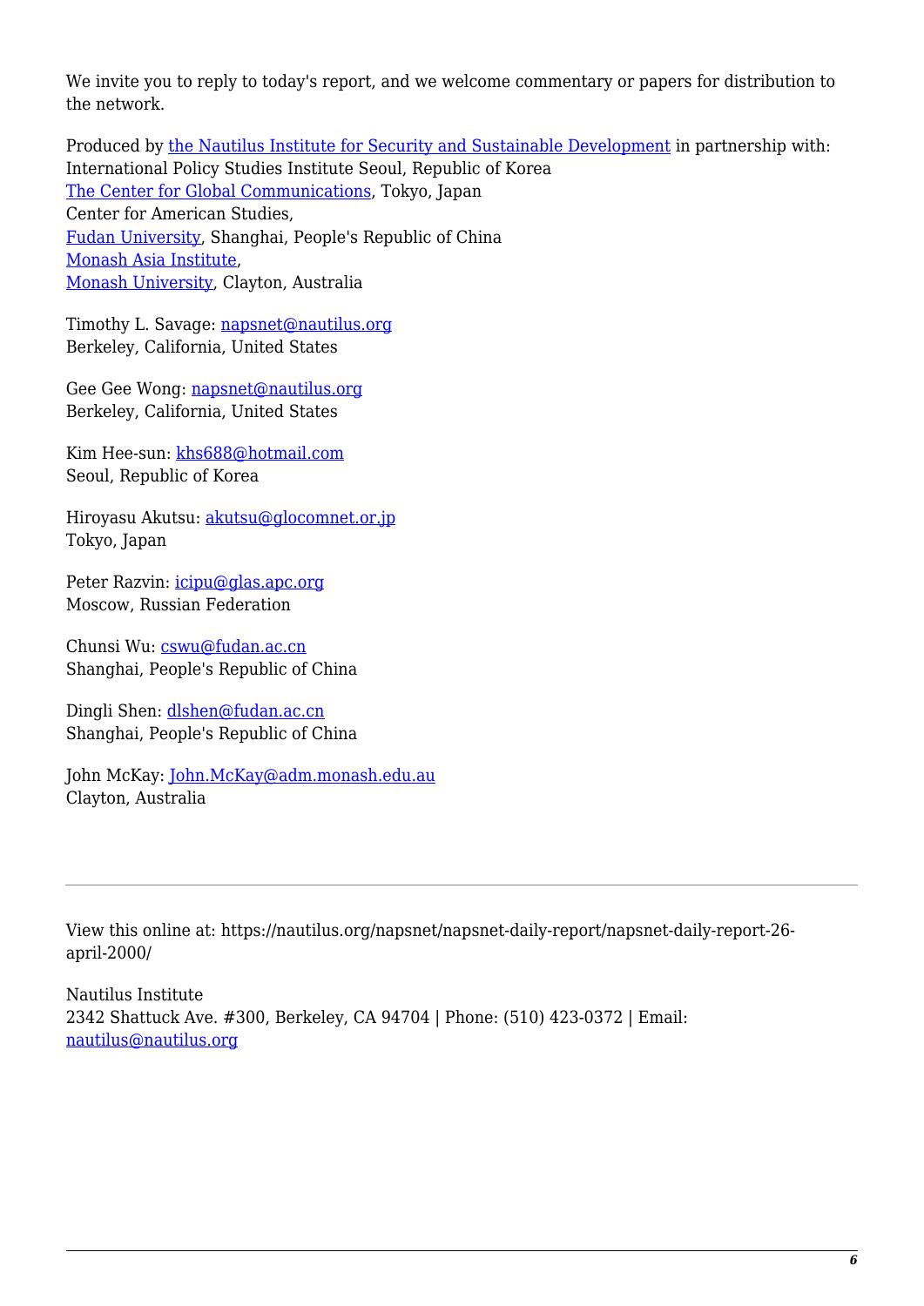We invite you to reply to today's report, and we welcome commentary or papers for distribution to the network.

Produced by [the Nautilus Institute for Security and Sustainable Development](#) in partnership with:
International Policy Studies Institute Seoul, Republic of Korea
[The Center for Global Communications](#), Tokyo, Japan
Center for American Studies,
[Fudan University](#), Shanghai, People's Republic of China
[Monash Asia Institute](#),
[Monash University](#), Clayton, Australia

Timothy L. Savage: napsnet@nautilus.org
Berkeley, California, United States

Gee Gee Wong: napsnet@nautilus.org
Berkeley, California, United States

Kim Hee-sun: khs688@hotmail.com
Seoul, Republic of Korea

Hiroyasu Akutsu: akutsu@glocomnet.or.jp
Tokyo, Japan

Peter Razvin: icipu@glas.apc.org
Moscow, Russian Federation

Chunsi Wu: cswu@fudan.ac.cn
Shanghai, People's Republic of China

Dingli Shen: dlshen@fudan.ac.cn
Shanghai, People's Republic of China

John McKay: John.McKay@adm.monash.edu.au
Clayton, Australia

---

View this online at: https://nautilus.org/napsnet/napsnet-daily-report/napsnet-daily-report-26-april-2000/

Nautilus Institute
2342 Shattuck Ave. #300, Berkeley, CA 94704 | Phone: (510) 423-0372 | Email: nautilus@nautilus.org